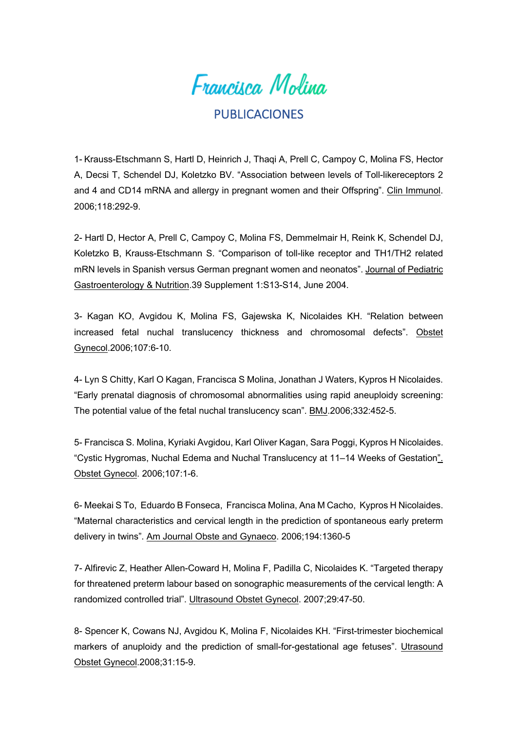# Francisca Molina

## PUBLICACIONES

1- Krauss-Etschmann S, Hartl D, Heinrich J, Thaqi A, Prell C, Campoy C, Molina FS, Hector A, Decsi T, Schendel DJ, Koletzko BV. "Association between levels of Toll-likereceptors 2 and 4 and CD14 mRNA and allergy in pregnant women and their Offspring". Clin Immunol. 2006;118:292-9.

2- Hartl D, Hector A, Prell C, Campoy C, Molina FS, Demmelmair H, Reink K, Schendel DJ, Koletzko B, Krauss-Etschmann S. "Comparison of toll-like receptor and TH1/TH2 related mRN levels in Spanish versus German pregnant women and neonatos". Journal of Pediatric Gastroenterology & Nutrition.39 Supplement 1:S13-S14, June 2004.

3- Kagan KO, Avgidou K, Molina FS, Gajewska K, Nicolaides KH. "Relation between increased fetal nuchal translucency thickness and chromosomal defects". Obstet Gynecol.2006;107:6-10.

4- Lyn S Chitty, Karl O Kagan, Francisca S Molina, Jonathan J Waters, Kypros H Nicolaides. "Early prenatal diagnosis of chromosomal abnormalities using rapid aneuploidy screening: The potential value of the fetal nuchal translucency scan". BMJ.2006;332:452-5.

5- Francisca S. Molina, Kyriaki Avgidou, Karl Oliver Kagan, Sara Poggi, Kypros H Nicolaides. "Cystic Hygromas, Nuchal Edema and Nuchal Translucency at 11–14 Weeks of Gestation". Obstet Gynecol. 2006;107:1-6.

6- Meekai S To, Eduardo B Fonseca, Francisca Molina, Ana M Cacho, Kypros H Nicolaides. "Maternal characteristics and cervical length in the prediction of spontaneous early preterm delivery in twins". Am Journal Obste and Gynaeco. 2006;194:1360-5

7- Alfirevic Z, Heather Allen-Coward H, Molina F, Padilla C, Nicolaides K. "Targeted therapy for threatened preterm labour based on sonographic measurements of the cervical length: A randomized controlled trial". Ultrasound Obstet Gynecol. 2007;29:47-50.

8- Spencer K, Cowans NJ, Avgidou K, Molina F, Nicolaides KH. "First-trimester biochemical markers of anuploidy and the prediction of small-for-gestational age fetuses". Ultrasound Obstet Gynecol.2008;31:15-9.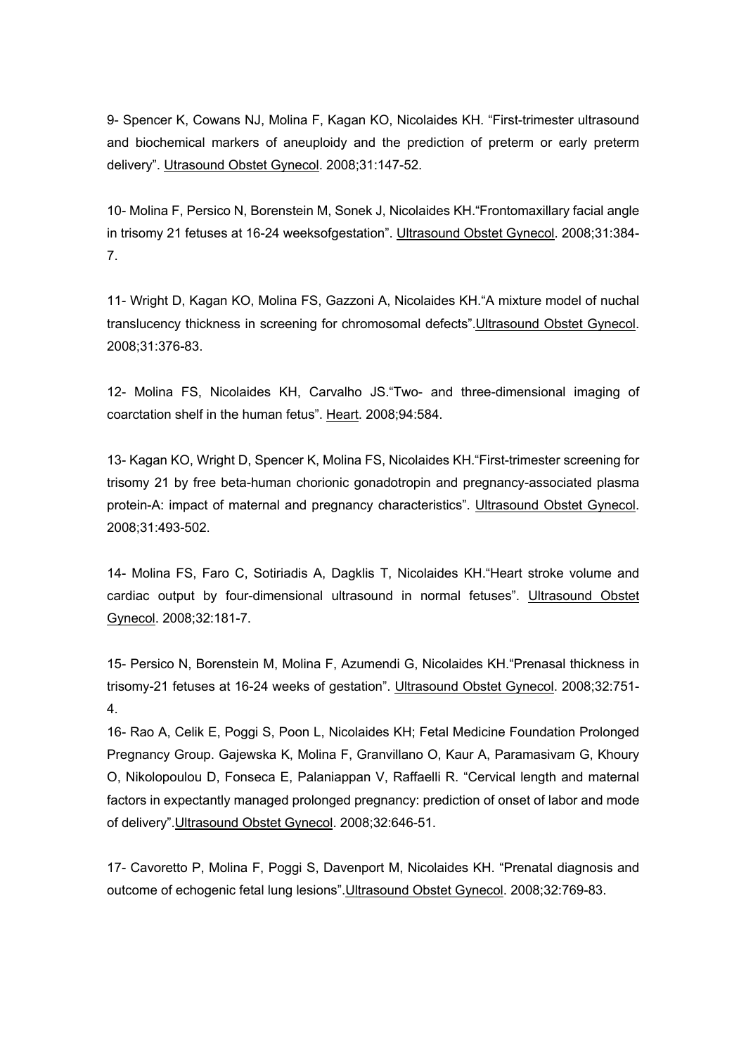9- Spencer K, Cowans NJ, Molina F, Kagan KO, Nicolaides KH. “First-trimester ultrasound and biochemical markers of aneuploidy and the prediction of preterm or early preterm delivery”. Ultrasound Obstet Gynecol. 2008;31:147-52.

10- Molina F, Persico N, Borenstein M, Sonek J, Nicolaides KH.“Frontomaxillary facial angle in trisomy 21 fetuses at 16-24 weeksofgestation”. Ultrasound Obstet Gynecol. 2008;31:384-7.

11- Wright D, Kagan KO, Molina FS, Gazzoni A, Nicolaides KH.“A mixture model of nuchal translucency thickness in screening for chromosomal defects”.Ultrasound Obstet Gynecol. 2008;31:376-83.

12- Molina FS, Nicolaides KH, Carvalho JS.“Two- and three-dimensional imaging of coarctation shelf in the human fetus”. Heart. 2008;94:584.

13- Kagan KO, Wright D, Spencer K, Molina FS, Nicolaides KH.“First-trimester screening for trisomy 21 by free beta-human chorionic gonadotropin and pregnancy-associated plasma protein-A: impact of maternal and pregnancy characteristics”. Ultrasound Obstet Gynecol. 2008;31:493-502.

14- Molina FS, Faro C, Sotiriadis A, Dagklis T, Nicolaides KH.“Heart stroke volume and cardiac output by four-dimensional ultrasound in normal fetuses”. Ultrasound Obstet Gynecol. 2008;32:181-7.

15- Persico N, Borenstein M, Molina F, Azumendi G, Nicolaides KH.“Prenasal thickness in trisomy-21 fetuses at 16-24 weeks of gestation”. Ultrasound Obstet Gynecol. 2008;32:751-4.

16- Rao A, Celik E, Poggi S, Poon L, Nicolaides KH; Fetal Medicine Foundation Prolonged Pregnancy Group. Gajewska K, Molina F, Granvillano O, Kaur A, Paramasivam G, Khoury O, Nikolopoulou D, Fonseca E, Palaniappan V, Raffaelli R. “Cervical length and maternal factors in expectantly managed prolonged pregnancy: prediction of onset of labor and mode of delivery”.Ultrasound Obstet Gynecol. 2008;32:646-51.

17- Cavoretto P, Molina F, Poggi S, Davenport M, Nicolaides KH. “Prenatal diagnosis and outcome of echogenic fetal lung lesions”.Ultrasound Obstet Gynecol. 2008;32:769-83.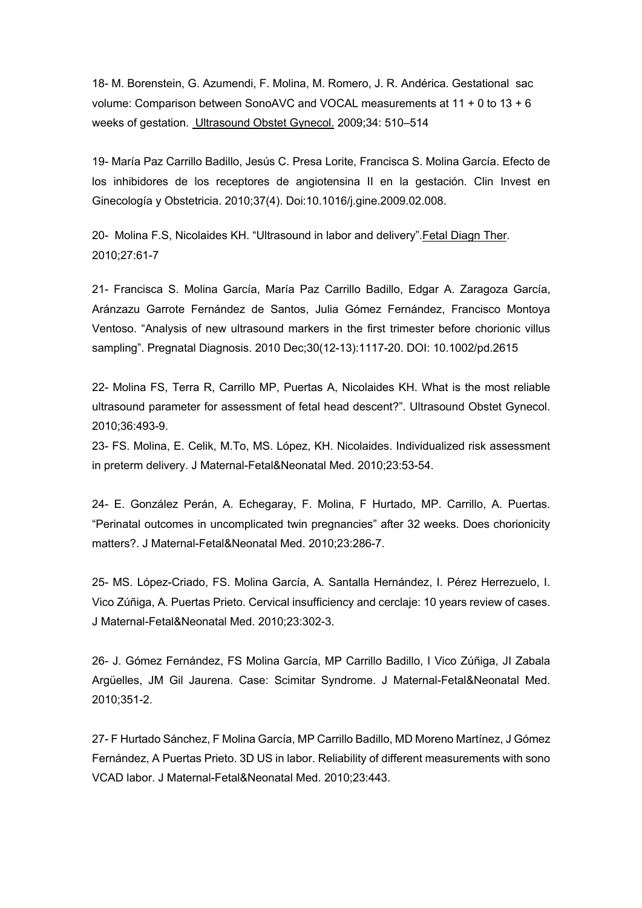18- M. Borenstein, G. Azumendi, F. Molina, M. Romero, J. R. Andérica. Gestational sac volume: Comparison between SonoAVC and VOCAL measurements at 11 + 0 to 13 + 6 weeks of gestation. Ultrasound Obstet Gynecol. 2009;34: 510–514

19- María Paz Carrillo Badillo, Jesús C. Presa Lorite, Francisca S. Molina García. Efecto de los inhibidores de los receptores de angiotensina II en la gestación. Clin Invest en Ginecología y Obstetricia. 2010;37(4). Doi:10.1016/j.gine.2009.02.008.

20- Molina F.S, Nicolaides KH. "Ultrasound in labor and delivery".Fetal Diagn Ther. 2010;27:61-7

21- Francisca S. Molina García, María Paz Carrillo Badillo, Edgar A. Zaragoza García, Aránzazu Garrote Fernández de Santos, Julia Gómez Fernández, Francisco Montoya Ventoso. "Analysis of new ultrasound markers in the first trimester before chorionic villus sampling". Pregnatal Diagnosis. 2010 Dec;30(12-13):1117-20. DOI: 10.1002/pd.2615

22- Molina FS, Terra R, Carrillo MP, Puertas A, Nicolaides KH. What is the most reliable ultrasound parameter for assessment of fetal head descent?". Ultrasound Obstet Gynecol. 2010;36:493-9.

23- FS. Molina, E. Celik, M.To, MS. López, KH. Nicolaides. Individualized risk assessment in preterm delivery. J Maternal-Fetal&Neonatal Med. 2010;23:53-54.

24- E. González Perán, A. Echegaray, F. Molina, F Hurtado, MP. Carrillo, A. Puertas. "Perinatal outcomes in uncomplicated twin pregnancies" after 32 weeks. Does chorionicity matters?. J Maternal-Fetal&Neonatal Med. 2010;23:286-7.

25- MS. López-Criado, FS. Molina García, A. Santalla Hernández, I. Pérez Herrezuelo, I. Vico Zúñiga, A. Puertas Prieto. Cervical insufficiency and cerclaje: 10 years review of cases. J Maternal-Fetal&Neonatal Med. 2010;23:302-3.

26- J. Gómez Fernández, FS Molina García, MP Carrillo Badillo, I Vico Zúñiga, JI Zabala Argüelles, JM Gil Jaurena. Case: Scimitar Syndrome. J Maternal-Fetal&Neonatal Med. 2010;351-2.

27- F Hurtado Sánchez, F Molina García, MP Carrillo Badillo, MD Moreno Martínez, J Gómez Fernández, A Puertas Prieto. 3D US in labor. Reliability of different measurements with sono VCAD labor. J Maternal-Fetal&Neonatal Med. 2010;23:443.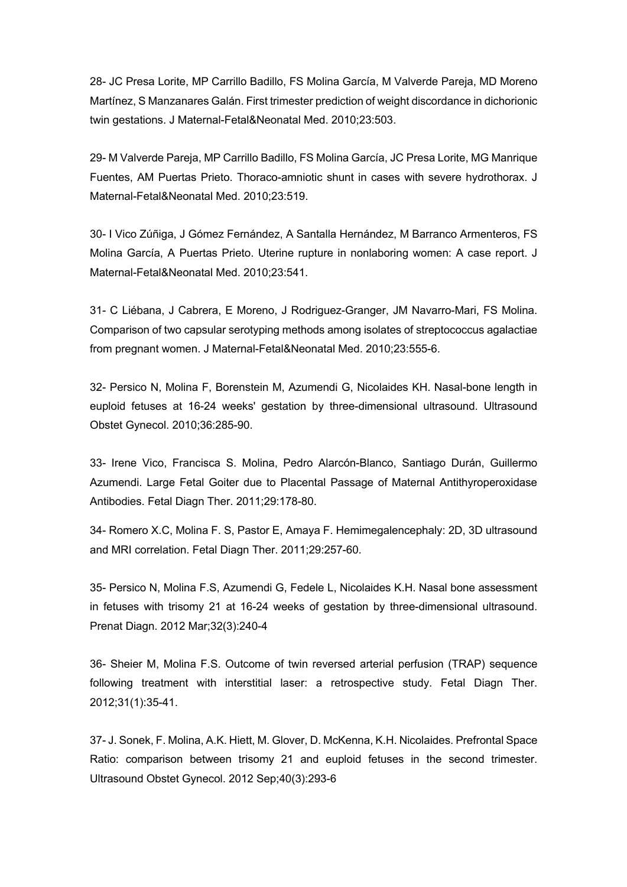28- JC Presa Lorite, MP Carrillo Badillo, FS Molina García, M Valverde Pareja, MD Moreno Martínez, S Manzanares Galán. First trimester prediction of weight discordance in dichorionic twin gestations. J Maternal-Fetal&Neonatal Med. 2010;23:503.

29- M Valverde Pareja, MP Carrillo Badillo, FS Molina García, JC Presa Lorite, MG Manrique Fuentes, AM Puertas Prieto. Thoraco-amniotic shunt in cases with severe hydrothorax. J Maternal-Fetal&Neonatal Med. 2010;23:519.

30- I Vico Zúñiga, J Gómez Fernández, A Santalla Hernández, M Barranco Armenteros, FS Molina García, A Puertas Prieto. Uterine rupture in nonlaboring women: A case report. J Maternal-Fetal&Neonatal Med. 2010;23:541.

31- C Liébana, J Cabrera, E Moreno, J Rodriguez-Granger, JM Navarro-Mari, FS Molina. Comparison of two capsular serotyping methods among isolates of streptococcus agalactiae from pregnant women. J Maternal-Fetal&Neonatal Med. 2010;23:555-6.

32- Persico N, Molina F, Borenstein M, Azumendi G, Nicolaides KH. Nasal-bone length in euploid fetuses at 16-24 weeks' gestation by three-dimensional ultrasound. Ultrasound Obstet Gynecol. 2010;36:285-90.

33- Irene Vico, Francisca S. Molina, Pedro Alarcón-Blanco, Santiago Durán, Guillermo Azumendi. Large Fetal Goiter due to Placental Passage of Maternal Antithyroperoxidase Antibodies. Fetal Diagn Ther. 2011;29:178-80.

34- Romero X.C, Molina F. S, Pastor E, Amaya F. Hemimegalencephaly: 2D, 3D ultrasound and MRI correlation. Fetal Diagn Ther. 2011;29:257-60.

35- Persico N, Molina F.S, Azumendi G, Fedele L, Nicolaides K.H. Nasal bone assessment in fetuses with trisomy 21 at 16-24 weeks of gestation by three-dimensional ultrasound. Prenat Diagn. 2012 Mar;32(3):240-4

36- Sheier M, Molina F.S. Outcome of twin reversed arterial perfusion (TRAP) sequence following treatment with interstitial laser: a retrospective study. Fetal Diagn Ther. 2012;31(1):35-41.

37- J. Sonek, F. Molina, A.K. Hiett, M. Glover, D. McKenna, K.H. Nicolaides. Prefrontal Space Ratio: comparison between trisomy 21 and euploid fetuses in the second trimester. Ultrasound Obstet Gynecol. 2012 Sep;40(3):293-6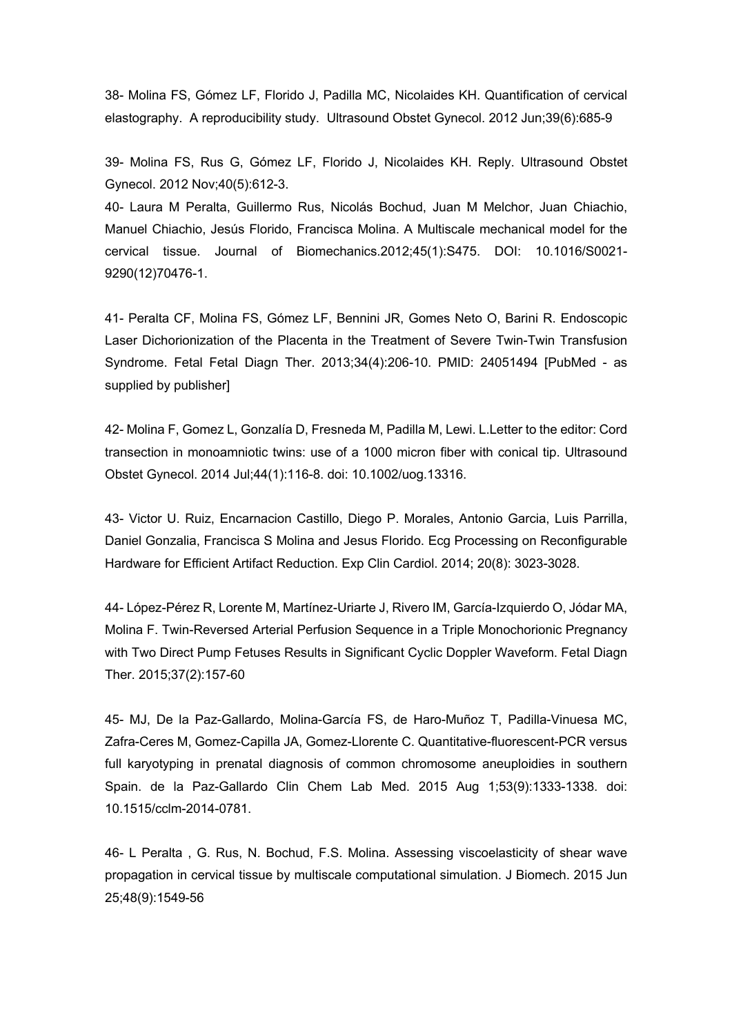38- Molina FS, Gómez LF, Florido J, Padilla MC, Nicolaides KH. Quantification of cervical elastography. A reproducibility study. Ultrasound Obstet Gynecol. 2012 Jun;39(6):685-9

39- Molina FS, Rus G, Gómez LF, Florido J, Nicolaides KH. Reply. Ultrasound Obstet Gynecol. 2012 Nov;40(5):612-3.

40- Laura M Peralta, Guillermo Rus, Nicolás Bochud, Juan M Melchor, Juan Chiachio, Manuel Chiachio, Jesús Florido, Francisca Molina. A Multiscale mechanical model for the cervical tissue. Journal of Biomechanics.2012;45(1):S475. DOI: 10.1016/S0021-9290(12)70476-1.

41- Peralta CF, Molina FS, Gómez LF, Bennini JR, Gomes Neto O, Barini R. Endoscopic Laser Dichorionization of the Placenta in the Treatment of Severe Twin-Twin Transfusion Syndrome. Fetal Fetal Diagn Ther. 2013;34(4):206-10. PMID: 24051494 [PubMed - as supplied by publisher]

42- Molina F, Gomez L, Gonzalía D, Fresneda M, Padilla M, Lewi. L.Letter to the editor: Cord transection in monoamniotic twins: use of a 1000 micron fiber with conical tip. Ultrasound Obstet Gynecol. 2014 Jul;44(1):116-8. doi: 10.1002/uog.13316.

43- Victor U. Ruiz, Encarnacion Castillo, Diego P. Morales, Antonio Garcia, Luis Parrilla, Daniel Gonzalia, Francisca S Molina and Jesus Florido. Ecg Processing on Reconfigurable Hardware for Efficient Artifact Reduction. Exp Clin Cardiol. 2014; 20(8): 3023-3028.

44- López-Pérez R, Lorente M, Martínez-Uriarte J, Rivero IM, García-Izquierdo O, Jódar MA, Molina F. Twin-Reversed Arterial Perfusion Sequence in a Triple Monochorionic Pregnancy with Two Direct Pump Fetuses Results in Significant Cyclic Doppler Waveform. Fetal Diagn Ther. 2015;37(2):157-60

45- MJ, De la Paz-Gallardo, Molina-García FS, de Haro-Muñoz T, Padilla-Vinuesa MC, Zafra-Ceres M, Gomez-Capilla JA, Gomez-Llorente C. Quantitative-fluorescent-PCR versus full karyotyping in prenatal diagnosis of common chromosome aneuploidies in southern Spain. de la Paz-Gallardo Clin Chem Lab Med. 2015 Aug 1;53(9):1333-1338. doi: 10.1515/cclm-2014-0781.

46- L Peralta , G. Rus, N. Bochud, F.S. Molina. Assessing viscoelasticity of shear wave propagation in cervical tissue by multiscale computational simulation. J Biomech. 2015 Jun 25;48(9):1549-56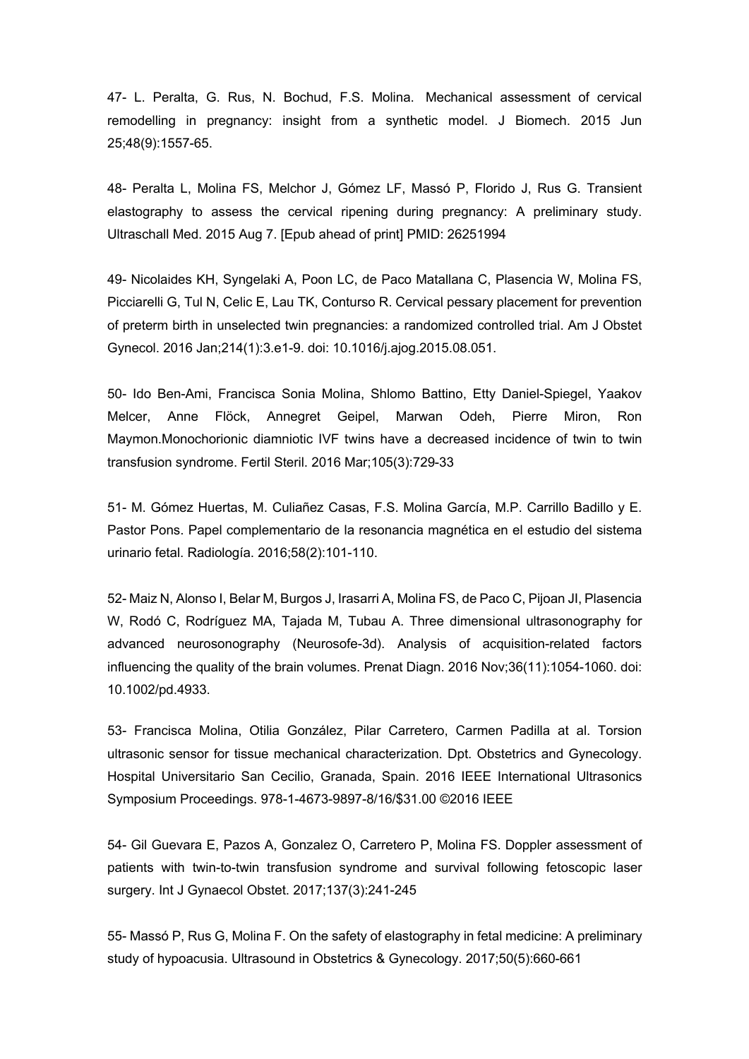47- L. Peralta, G. Rus, N. Bochud, F.S. Molina. Mechanical assessment of cervical remodelling in pregnancy: insight from a synthetic model. J Biomech. 2015 Jun 25;48(9):1557-65.

48- Peralta L, Molina FS, Melchor J, Gómez LF, Massó P, Florido J, Rus G. Transient elastography to assess the cervical ripening during pregnancy: A preliminary study. Ultraschall Med. 2015 Aug 7. [Epub ahead of print] PMID: 26251994

49- Nicolaides KH, Syngelaki A, Poon LC, de Paco Matallana C, Plasencia W, Molina FS, Picciarelli G, Tul N, Celic E, Lau TK, Conturso R. Cervical pessary placement for prevention of preterm birth in unselected twin pregnancies: a randomized controlled trial. Am J Obstet Gynecol. 2016 Jan;214(1):3.e1-9. doi: 10.1016/j.ajog.2015.08.051.

50- Ido Ben-Ami, Francisca Sonia Molina, Shlomo Battino, Etty Daniel-Spiegel, Yaakov Melcer, Anne Flöck, Annegret Geipel, Marwan Odeh, Pierre Miron, Ron Maymon.Monochorionic diamniotic IVF twins have a decreased incidence of twin to twin transfusion syndrome. Fertil Steril. 2016 Mar;105(3):729-33

51- M. Gómez Huertas, M. Culiañez Casas, F.S. Molina García, M.P. Carrillo Badillo y E. Pastor Pons. Papel complementario de la resonancia magnética en el estudio del sistema urinario fetal. Radiología. 2016;58(2):101-110.

52- Maiz N, Alonso I, Belar M, Burgos J, Irasarri A, Molina FS, de Paco C, Pijoan JI, Plasencia W, Rodó C, Rodríguez MA, Tajada M, Tubau A. Three dimensional ultrasonography for advanced neurosonography (Neurosofe-3d). Analysis of acquisition-related factors influencing the quality of the brain volumes. Prenat Diagn. 2016 Nov;36(11):1054-1060. doi: 10.1002/pd.4933.

53- Francisca Molina, Otilia González, Pilar Carretero, Carmen Padilla at al. Torsion ultrasonic sensor for tissue mechanical characterization. Dpt. Obstetrics and Gynecology. Hospital Universitario San Cecilio, Granada, Spain. 2016 IEEE International Ultrasonics Symposium Proceedings. 978-1-4673-9897-8/16/$31.00 ©2016 IEEE

54- Gil Guevara E, Pazos A, Gonzalez O, Carretero P, Molina FS. Doppler assessment of patients with twin-to-twin transfusion syndrome and survival following fetoscopic laser surgery. Int J Gynaecol Obstet. 2017;137(3):241-245

55- Massó P, Rus G, Molina F. On the safety of elastography in fetal medicine: A preliminary study of hypoacusia. Ultrasound in Obstetrics & Gynecology. 2017;50(5):660-661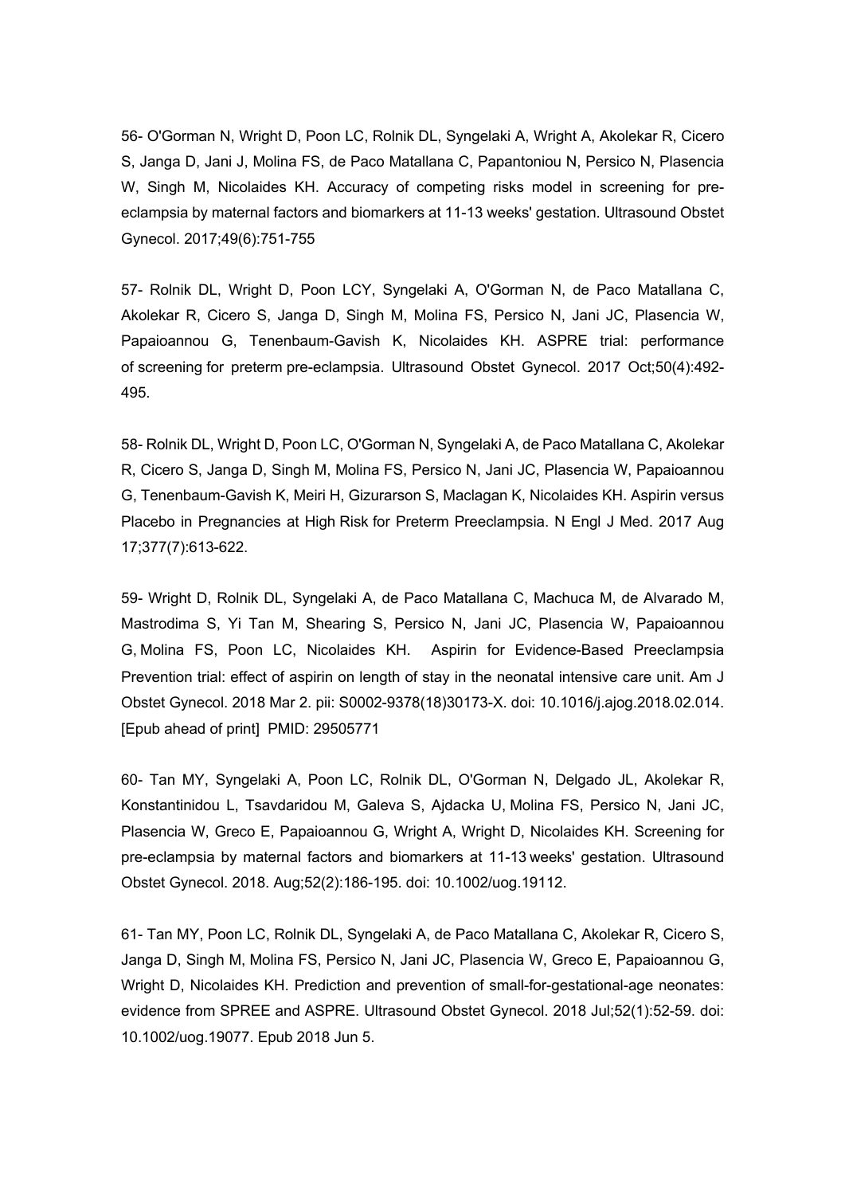56- O'Gorman N, Wright D, Poon LC, Rolnik DL, Syngelaki A, Wright A, Akolekar R, Cicero S, Janga D, Jani J, Molina FS, de Paco Matallana C, Papantoniou N, Persico N, Plasencia W, Singh M, Nicolaides KH. Accuracy of competing risks model in screening for pre-eclampsia by maternal factors and biomarkers at 11-13 weeks' gestation. Ultrasound Obstet Gynecol. 2017;49(6):751-755

57- Rolnik DL, Wright D, Poon LCY, Syngelaki A, O'Gorman N, de Paco Matallana C, Akolekar R, Cicero S, Janga D, Singh M, Molina FS, Persico N, Jani JC, Plasencia W, Papaioannou G, Tenenbaum-Gavish K, Nicolaides KH. ASPRE trial: performance of screening for preterm pre-eclampsia. Ultrasound Obstet Gynecol. 2017 Oct;50(4):492-495.

58- Rolnik DL, Wright D, Poon LC, O'Gorman N, Syngelaki A, de Paco Matallana C, Akolekar R, Cicero S, Janga D, Singh M, Molina FS, Persico N, Jani JC, Plasencia W, Papaioannou G, Tenenbaum-Gavish K, Meiri H, Gizurarson S, Maclagan K, Nicolaides KH. Aspirin versus Placebo in Pregnancies at High Risk for Preterm Preeclampsia. N Engl J Med. 2017 Aug 17;377(7):613-622.

59- Wright D, Rolnik DL, Syngelaki A, de Paco Matallana C, Machuca M, de Alvarado M, Mastrodima S, Yi Tan M, Shearing S, Persico N, Jani JC, Plasencia W, Papaioannou G, Molina FS, Poon LC, Nicolaides KH. Aspirin for Evidence-Based Preeclampsia Prevention trial: effect of aspirin on length of stay in the neonatal intensive care unit. Am J Obstet Gynecol. 2018 Mar 2. pii: S0002-9378(18)30173-X. doi: 10.1016/j.ajog.2018.02.014. [Epub ahead of print] PMID: 29505771

60- Tan MY, Syngelaki A, Poon LC, Rolnik DL, O'Gorman N, Delgado JL, Akolekar R, Konstantinidou L, Tsavdaridou M, Galeva S, Ajdacka U, Molina FS, Persico N, Jani JC, Plasencia W, Greco E, Papaioannou G, Wright A, Wright D, Nicolaides KH. Screening for pre-eclampsia by maternal factors and biomarkers at 11-13 weeks' gestation. Ultrasound Obstet Gynecol. 2018. Aug;52(2):186-195. doi: 10.1002/uog.19112.

61- Tan MY, Poon LC, Rolnik DL, Syngelaki A, de Paco Matallana C, Akolekar R, Cicero S, Janga D, Singh M, Molina FS, Persico N, Jani JC, Plasencia W, Greco E, Papaioannou G, Wright D, Nicolaides KH. Prediction and prevention of small-for-gestational-age neonates: evidence from SPREE and ASPRE. Ultrasound Obstet Gynecol. 2018 Jul;52(1):52-59. doi: 10.1002/uog.19077. Epub 2018 Jun 5.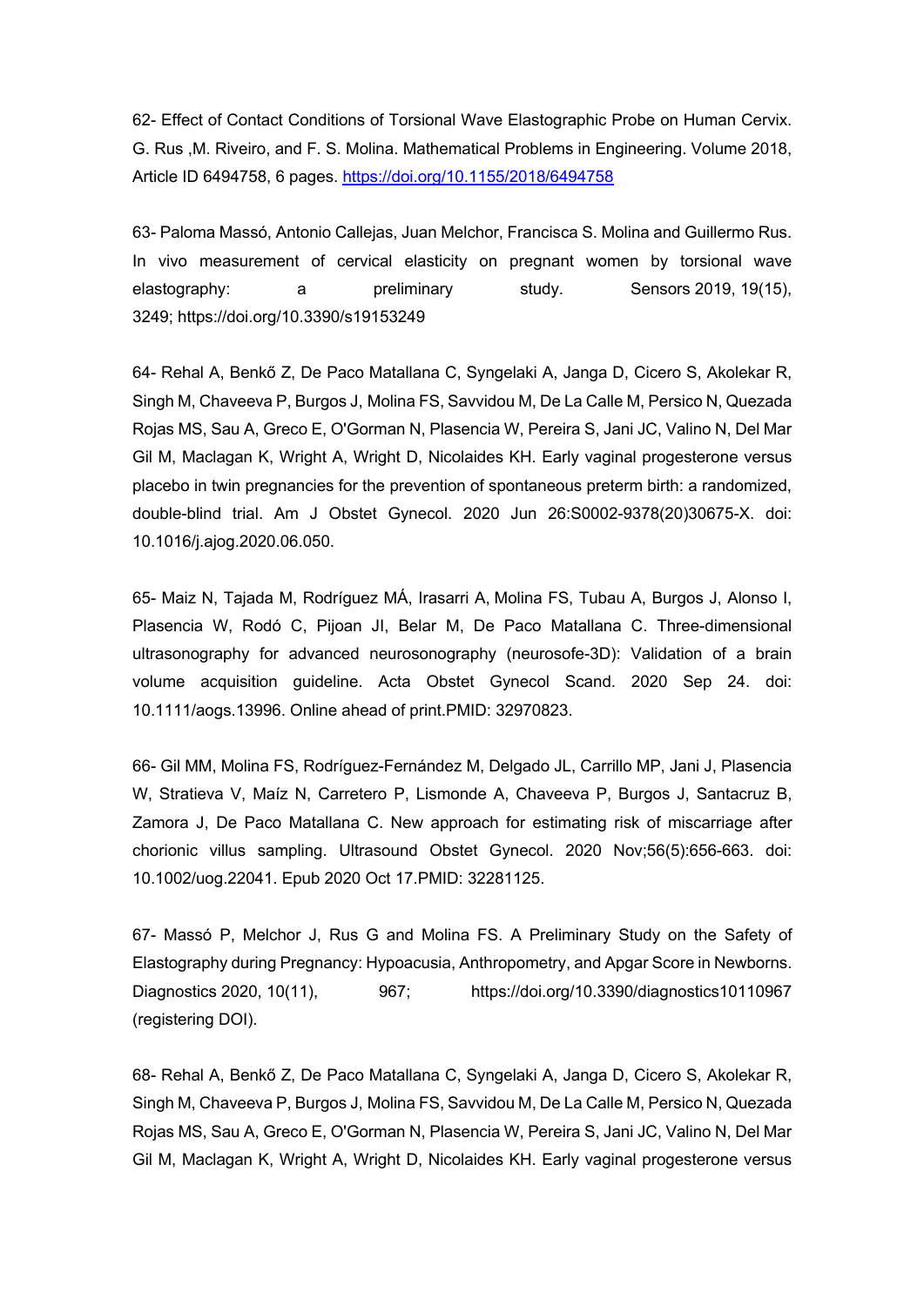62- Effect of Contact Conditions of Torsional Wave Elastographic Probe on Human Cervix. G. Rus ,M. Riveiro, and F. S. Molina. Mathematical Problems in Engineering. Volume 2018, Article ID 6494758, 6 pages. [https://doi.org/10.1155/2018/6494758](https://doi.org/10.1155/2018/6494758)

63- Paloma Massó, Antonio Callejas, Juan Melchor, Francisca S. Molina and Guillermo Rus. In vivo measurement of cervical elasticity on pregnant women by torsional wave elastography: a preliminary study. Sensors 2019, 19(15), 3249; https://doi.org/10.3390/s19153249

64- Rehal A, Benkő Z, De Paco Matallana C, Syngelaki A, Janga D, Cicero S, Akolekar R, Singh M, Chaveeva P, Burgos J, Molina FS, Savvidou M, De La Calle M, Persico N, Quezada Rojas MS, Sau A, Greco E, O'Gorman N, Plasencia W, Pereira S, Jani JC, Valino N, Del Mar Gil M, Maclagan K, Wright A, Wright D, Nicolaides KH. Early vaginal progesterone versus placebo in twin pregnancies for the prevention of spontaneous preterm birth: a randomized, double-blind trial. Am J Obstet Gynecol. 2020 Jun 26:S0002-9378(20)30675-X. doi: 10.1016/j.ajog.2020.06.050.

65- Maiz N, Tajada M, Rodríguez MÁ, Irasarri A, Molina FS, Tubau A, Burgos J, Alonso I, Plasencia W, Rodó C, Pijoan JI, Belar M, De Paco Matallana C. Three-dimensional ultrasonography for advanced neurosonography (neurosofe-3D): Validation of a brain volume acquisition guideline. Acta Obstet Gynecol Scand. 2020 Sep 24. doi: 10.1111/aogs.13996. Online ahead of print.PMID: 32970823.

66- Gil MM, Molina FS, Rodríguez-Fernández M, Delgado JL, Carrillo MP, Jani J, Plasencia W, Stratieva V, Maíz N, Carretero P, Lismonde A, Chaveeva P, Burgos J, Santacruz B, Zamora J, De Paco Matallana C. New approach for estimating risk of miscarriage after chorionic villus sampling. Ultrasound Obstet Gynecol. 2020 Nov;56(5):656-663. doi: 10.1002/uog.22041. Epub 2020 Oct 17.PMID: 32281125.

67- Massó P, Melchor J, Rus G and Molina FS. A Preliminary Study on the Safety of Elastography during Pregnancy: Hypoacusia, Anthropometry, and Apgar Score in Newborns. Diagnostics 2020, 10(11), 967; https://doi.org/10.3390/diagnostics10110967 (registering DOI).

68- Rehal A, Benkő Z, De Paco Matallana C, Syngelaki A, Janga D, Cicero S, Akolekar R, Singh M, Chaveeva P, Burgos J, Molina FS, Savvidou M, De La Calle M, Persico N, Quezada Rojas MS, Sau A, Greco E, O'Gorman N, Plasencia W, Pereira S, Jani JC, Valino N, Del Mar Gil M, Maclagan K, Wright A, Wright D, Nicolaides KH. Early vaginal progesterone versus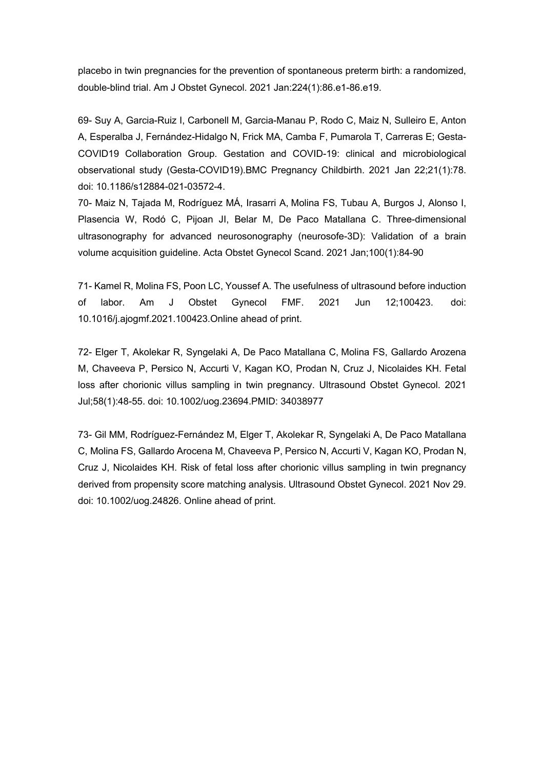placebo in twin pregnancies for the prevention of spontaneous preterm birth: a randomized, double-blind trial. Am J Obstet Gynecol. 2021 Jan:224(1):86.e1-86.e19.

69- Suy A, Garcia-Ruiz I, Carbonell M, Garcia-Manau P, Rodo C, Maiz N, Sulleiro E, Anton A, Esperalba J, Fernández-Hidalgo N, Frick MA, Camba F, Pumarola T, Carreras E; Gesta-COVID19 Collaboration Group. Gestation and COVID-19: clinical and microbiological observational study (Gesta-COVID19).BMC Pregnancy Childbirth. 2021 Jan 22;21(1):78. doi: 10.1186/s12884-021-03572-4.

70- Maiz N, Tajada M, Rodríguez MÁ, Irasarri A, Molina FS, Tubau A, Burgos J, Alonso I, Plasencia W, Rodó C, Pijoan JI, Belar M, De Paco Matallana C. Three-dimensional ultrasonography for advanced neurosonography (neurosofe-3D): Validation of a brain volume acquisition guideline. Acta Obstet Gynecol Scand. 2021 Jan;100(1):84-90

71- Kamel R, Molina FS, Poon LC, Youssef A. The usefulness of ultrasound before induction of labor. Am J Obstet Gynecol FMF. 2021 Jun 12;100423. doi: 10.1016/j.ajogmf.2021.100423.Online ahead of print.

72- Elger T, Akolekar R, Syngelaki A, De Paco Matallana C, Molina FS, Gallardo Arozena M, Chaveeva P, Persico N, Accurti V, Kagan KO, Prodan N, Cruz J, Nicolaides KH. Fetal loss after chorionic villus sampling in twin pregnancy. Ultrasound Obstet Gynecol. 2021 Jul;58(1):48-55. doi: 10.1002/uog.23694.PMID: 34038977

73- Gil MM, Rodríguez-Fernández M, Elger T, Akolekar R, Syngelaki A, De Paco Matallana C, Molina FS, Gallardo Arocena M, Chaveeva P, Persico N, Accurti V, Kagan KO, Prodan N, Cruz J, Nicolaides KH. Risk of fetal loss after chorionic villus sampling in twin pregnancy derived from propensity score matching analysis. Ultrasound Obstet Gynecol. 2021 Nov 29. doi: 10.1002/uog.24826. Online ahead of print.